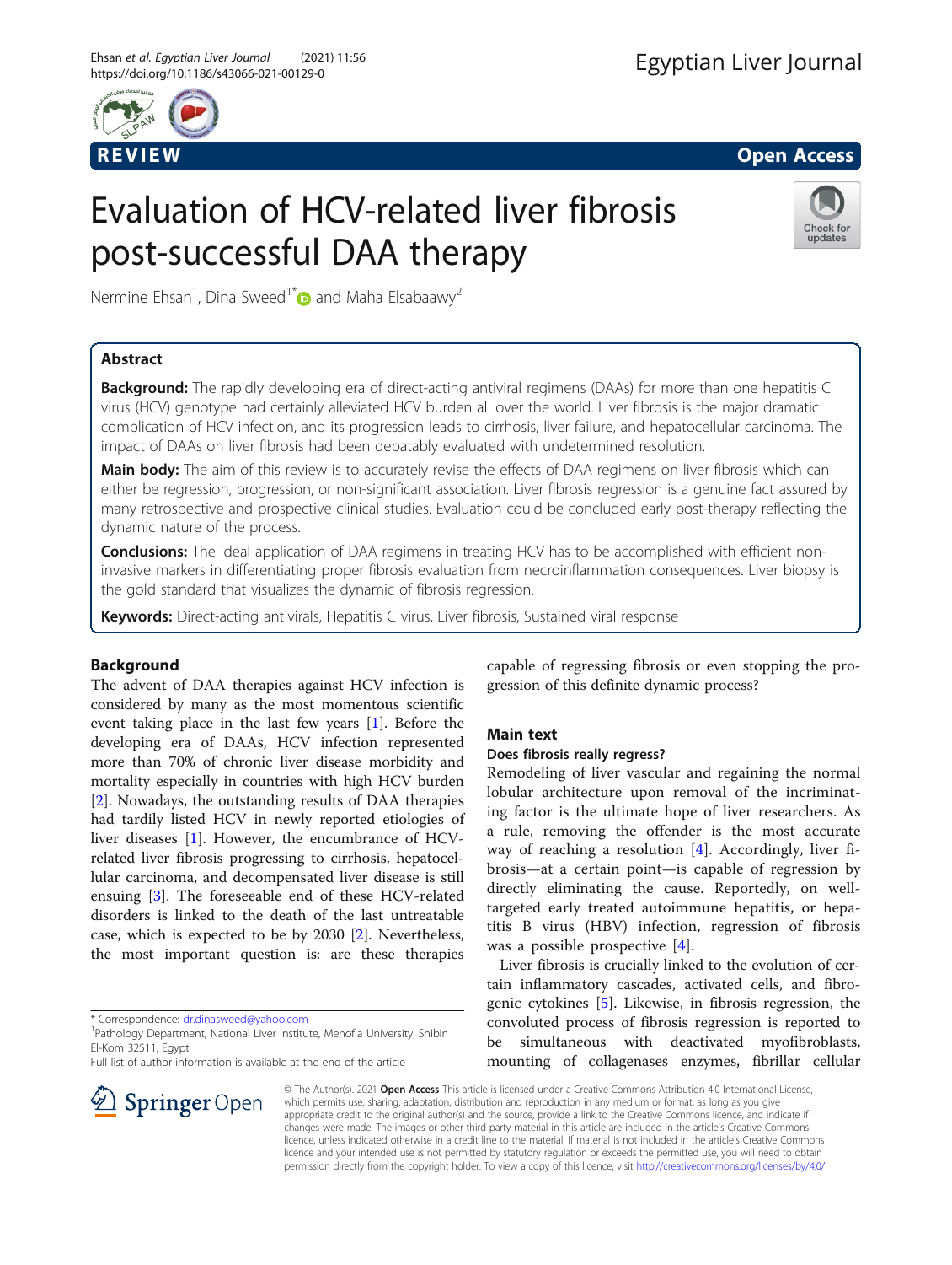REVIEW

Open Access

# Evaluation of HCV-related liver fibrosis post-successful DAA therapy

Nermine Ehsan[1], Dina Sweed[1*] and Maha Elsabaawy[2]

## Abstract

**Background:** The rapidly developing era of direct-acting antiviral regimens (DAAs) for more than one hepatitis C virus (HCV) genotype had certainly alleviated HCV burden all over the world. Liver fibrosis is the major dramatic complication of HCV infection, and its progression leads to cirrhosis, liver failure, and hepatocellular carcinoma. The impact of DAAs on liver fibrosis had been debatably evaluated with undetermined resolution.

**Main body:** The aim of this review is to accurately revise the effects of DAA regimens on liver fibrosis which can either be regression, progression, or non-significant association. Liver fibrosis regression is a genuine fact assured by many retrospective and prospective clinical studies. Evaluation could be concluded early post-therapy reflecting the dynamic nature of the process.

**Conclusions:** The ideal application of DAA regimens in treating HCV has to be accomplished with efficient non-invasive markers in differentiating proper fibrosis evaluation from necroinflammation consequences. Liver biopsy is the gold standard that visualizes the dynamic of fibrosis regression.

**Keywords:** Direct-acting antivirals, Hepatitis C virus, Liver fibrosis, Sustained viral response

## Background

The advent of DAA therapies against HCV infection is considered by many as the most momentous scientific event taking place in the last few years [1]. Before the developing era of DAAs, HCV infection represented more than 70% of chronic liver disease morbidity and mortality especially in countries with high HCV burden [2]. Nowadays, the outstanding results of DAA therapies had tardily listed HCV in newly reported etiologies of liver diseases [1]. However, the encumbrance of HCV-related liver fibrosis progressing to cirrhosis, hepatocellular carcinoma, and decompensated liver disease is still ensuing [3]. The foreseeable end of these HCV-related disorders is linked to the death of the last untreatable case, which is expected to be by 2030 [2]. Nevertheless, the most important question is: are these therapies capable of regressing fibrosis or even stopping the progression of this definite dynamic process?

## Main text

### Does fibrosis really regress?

Remodeling of liver vascular and regaining the normal lobular architecture upon removal of the incriminating factor is the ultimate hope of liver researchers. As a rule, removing the offender is the most accurate way of reaching a resolution [4]. Accordingly, liver fibrosis—at a certain point—is capable of regression by directly eliminating the cause. Reportedly, on well-targeted early treated autoimmune hepatitis, or hepatitis B virus (HBV) infection, regression of fibrosis was a possible prospective [4].

Liver fibrosis is crucially linked to the evolution of certain inflammatory cascades, activated cells, and fibrogenic cytokines [5]. Likewise, in fibrosis regression, the convoluted process of fibrosis regression is reported to be simultaneous with deactivated myofibroblasts, mounting of collagenases enzymes, fibrillar cellular

* Correspondence: dr.dinasweed@yahoo.com
[1]Pathology Department, National Liver Institute, Menofia University, Shibin El-Kom 32511, Egypt
Full list of author information is available at the end of the article

© The Author(s). 2021 **Open Access** This article is licensed under a Creative Commons Attribution 4.0 International License, which permits use, sharing, adaptation, distribution and reproduction in any medium or format, as long as you give appropriate credit to the original author(s) and the source, provide a link to the Creative Commons licence, and indicate if changes were made. The images or other third party material in this article are included in the article's Creative Commons licence, unless indicated otherwise in a credit line to the material. If material is not included in the article's Creative Commons licence and your intended use is not permitted by statutory regulation or exceeds the permitted use, you will need to obtain permission directly from the copyright holder. To view a copy of this licence, visit http://creativecommons.org/licenses/by/4.0/.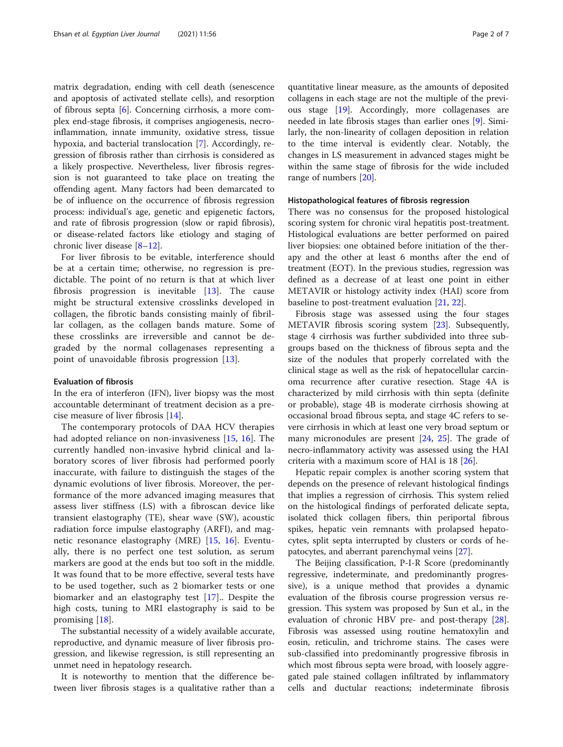matrix degradation, ending with cell death (senescence and apoptosis of activated stellate cells), and resorption of fibrous septa [6]. Concerning cirrhosis, a more complex end-stage fibrosis, it comprises angiogenesis, necroinflammation, innate immunity, oxidative stress, tissue hypoxia, and bacterial translocation [7]. Accordingly, regression of fibrosis rather than cirrhosis is considered as a likely prospective. Nevertheless, liver fibrosis regression is not guaranteed to take place on treating the offending agent. Many factors had been demarcated to be of influence on the occurrence of fibrosis regression process: individual's age, genetic and epigenetic factors, and rate of fibrosis progression (slow or rapid fibrosis), or disease-related factors like etiology and staging of chronic liver disease [8–12].

For liver fibrosis to be evitable, interference should be at a certain time; otherwise, no regression is predictable. The point of no return is that at which liver fibrosis progression is inevitable [13]. The cause might be structural extensive crosslinks developed in collagen, the fibrotic bands consisting mainly of fibrillar collagen, as the collagen bands mature. Some of these crosslinks are irreversible and cannot be degraded by the normal collagenases representing a point of unavoidable fibrosis progression [13].

### Evaluation of fibrosis

In the era of interferon (IFN), liver biopsy was the most accountable determinant of treatment decision as a precise measure of liver fibrosis [14].

The contemporary protocols of DAA HCV therapies had adopted reliance on non-invasiveness [15, 16]. The currently handled non-invasive hybrid clinical and laboratory scores of liver fibrosis had performed poorly inaccurate, with failure to distinguish the stages of the dynamic evolutions of liver fibrosis. Moreover, the performance of the more advanced imaging measures that assess liver stiffness (LS) with a fibroscan device like transient elastography (TE), shear wave (SW), acoustic radiation force impulse elastography (ARFI), and magnetic resonance elastography (MRE) [15, 16]. Eventually, there is no perfect one test solution, as serum markers are good at the ends but too soft in the middle. It was found that to be more effective, several tests have to be used together, such as 2 biomarker tests or one biomarker and an elastography test [17].. Despite the high costs, tuning to MRI elastography is said to be promising [18].

The substantial necessity of a widely available accurate, reproductive, and dynamic measure of liver fibrosis progression, and likewise regression, is still representing an unmet need in hepatology research.

It is noteworthy to mention that the difference between liver fibrosis stages is a qualitative rather than a quantitative linear measure, as the amounts of deposited collagens in each stage are not the multiple of the previous stage [19]. Accordingly, more collagenases are needed in late fibrosis stages than earlier ones [9]. Similarly, the non-linearity of collagen deposition in relation to the time interval is evidently clear. Notably, the changes in LS measurement in advanced stages might be within the same stage of fibrosis for the wide included range of numbers [20].

### Histopathological features of fibrosis regression

There was no consensus for the proposed histological scoring system for chronic viral hepatitis post-treatment. Histological evaluations are better performed on paired liver biopsies: one obtained before initiation of the therapy and the other at least 6 months after the end of treatment (EOT). In the previous studies, regression was defined as a decrease of at least one point in either METAVIR or histology activity index (HAI) score from baseline to post-treatment evaluation [21, 22].

Fibrosis stage was assessed using the four stages METAVIR fibrosis scoring system [23]. Subsequently, stage 4 cirrhosis was further subdivided into three subgroups based on the thickness of fibrous septa and the size of the nodules that properly correlated with the clinical stage as well as the risk of hepatocellular carcinoma recurrence after curative resection. Stage 4A is characterized by mild cirrhosis with thin septa (definite or probable), stage 4B is moderate cirrhosis showing at occasional broad fibrous septa, and stage 4C refers to severe cirrhosis in which at least one very broad septum or many micronodules are present [24, 25]. The grade of necro-inflammatory activity was assessed using the HAI criteria with a maximum score of HAI is 18 [26].

Hepatic repair complex is another scoring system that depends on the presence of relevant histological findings that implies a regression of cirrhosis. This system relied on the histological findings of perforated delicate septa, isolated thick collagen fibers, thin periportal fibrous spikes, hepatic vein remnants with prolapsed hepatocytes, split septa interrupted by clusters or cords of hepatocytes, and aberrant parenchymal veins [27].

The Beijing classification, P-I-R Score (predominantly regressive, indeterminate, and predominantly progressive), is a unique method that provides a dynamic evaluation of the fibrosis course progression versus regression. This system was proposed by Sun et al., in the evaluation of chronic HBV pre- and post-therapy [28]. Fibrosis was assessed using routine hematoxylin and eosin, reticulin, and trichrome stains. The cases were sub-classified into predominantly progressive fibrosis in which most fibrous septa were broad, with loosely aggregated pale stained collagen infiltrated by inflammatory cells and ductular reactions; indeterminate fibrosis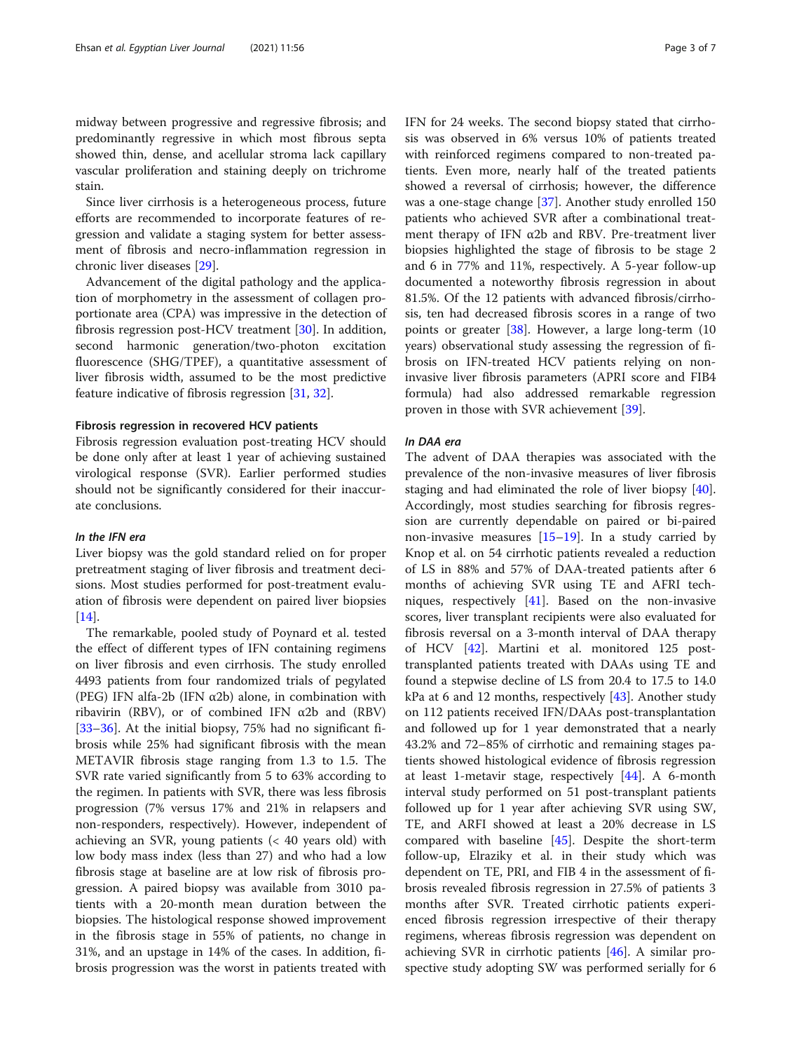midway between progressive and regressive fibrosis; and predominantly regressive in which most fibrous septa showed thin, dense, and acellular stroma lack capillary vascular proliferation and staining deeply on trichrome stain.

Since liver cirrhosis is a heterogeneous process, future efforts are recommended to incorporate features of regression and validate a staging system for better assessment of fibrosis and necro-inflammation regression in chronic liver diseases [29].

Advancement of the digital pathology and the application of morphometry in the assessment of collagen proportionate area (CPA) was impressive in the detection of fibrosis regression post-HCV treatment [30]. In addition, second harmonic generation/two-photon excitation fluorescence (SHG/TPEF), a quantitative assessment of liver fibrosis width, assumed to be the most predictive feature indicative of fibrosis regression [31, 32].

#### Fibrosis regression in recovered HCV patients

Fibrosis regression evaluation post-treating HCV should be done only after at least 1 year of achieving sustained virological response (SVR). Earlier performed studies should not be significantly considered for their inaccurate conclusions.

##### *In the IFN era*

Liver biopsy was the gold standard relied on for proper pretreatment staging of liver fibrosis and treatment decisions. Most studies performed for post-treatment evaluation of fibrosis were dependent on paired liver biopsies [14].

The remarkable, pooled study of Poynard et al. tested the effect of different types of IFN containing regimens on liver fibrosis and even cirrhosis. The study enrolled 4493 patients from four randomized trials of pegylated (PEG) IFN alfa-2b (IFN α2b) alone, in combination with ribavirin (RBV), or of combined IFN α2b and (RBV) [33–36]. At the initial biopsy, 75% had no significant fibrosis while 25% had significant fibrosis with the mean METAVIR fibrosis stage ranging from 1.3 to 1.5. The SVR rate varied significantly from 5 to 63% according to the regimen. In patients with SVR, there was less fibrosis progression (7% versus 17% and 21% in relapsers and non-responders, respectively). However, independent of achieving an SVR, young patients (< 40 years old) with low body mass index (less than 27) and who had a low fibrosis stage at baseline are at low risk of fibrosis progression. A paired biopsy was available from 3010 patients with a 20-month mean duration between the biopsies. The histological response showed improvement in the fibrosis stage in 55% of patients, no change in 31%, and an upstage in 14% of the cases. In addition, fibrosis progression was the worst in patients treated with IFN for 24 weeks. The second biopsy stated that cirrhosis was observed in 6% versus 10% of patients treated with reinforced regimens compared to non-treated patients. Even more, nearly half of the treated patients showed a reversal of cirrhosis; however, the difference was a one-stage change [37]. Another study enrolled 150 patients who achieved SVR after a combinational treatment therapy of IFN α2b and RBV. Pre-treatment liver biopsies highlighted the stage of fibrosis to be stage 2 and 6 in 77% and 11%, respectively. A 5-year follow-up documented a noteworthy fibrosis regression in about 81.5%. Of the 12 patients with advanced fibrosis/cirrhosis, ten had decreased fibrosis scores in a range of two points or greater [38]. However, a large long-term (10 years) observational study assessing the regression of fibrosis on IFN-treated HCV patients relying on non-invasive liver fibrosis parameters (APRI score and FIB4 formula) had also addressed remarkable regression proven in those with SVR achievement [39].

##### *In DAA era*

The advent of DAA therapies was associated with the prevalence of the non-invasive measures of liver fibrosis staging and had eliminated the role of liver biopsy [40]. Accordingly, most studies searching for fibrosis regression are currently dependable on paired or bi-paired non-invasive measures [15–19]. In a study carried by Knop et al. on 54 cirrhotic patients revealed a reduction of LS in 88% and 57% of DAA-treated patients after 6 months of achieving SVR using TE and AFRI techniques, respectively [41]. Based on the non-invasive scores, liver transplant recipients were also evaluated for fibrosis reversal on a 3-month interval of DAA therapy of HCV [42]. Martini et al. monitored 125 post-transplanted patients treated with DAAs using TE and found a stepwise decline of LS from 20.4 to 17.5 to 14.0 kPa at 6 and 12 months, respectively [43]. Another study on 112 patients received IFN/DAAs post-transplantation and followed up for 1 year demonstrated that a nearly 43.2% and 72–85% of cirrhotic and remaining stages patients showed histological evidence of fibrosis regression at least 1-metavir stage, respectively [44]. A 6-month interval study performed on 51 post-transplant patients followed up for 1 year after achieving SVR using SW, TE, and ARFI showed at least a 20% decrease in LS compared with baseline [45]. Despite the short-term follow-up, Elraziky et al. in their study which was dependent on TE, PRI, and FIB 4 in the assessment of fibrosis revealed fibrosis regression in 27.5% of patients 3 months after SVR. Treated cirrhotic patients experienced fibrosis regression irrespective of their therapy regimens, whereas fibrosis regression was dependent on achieving SVR in cirrhotic patients [46]. A similar prospective study adopting SW was performed serially for 6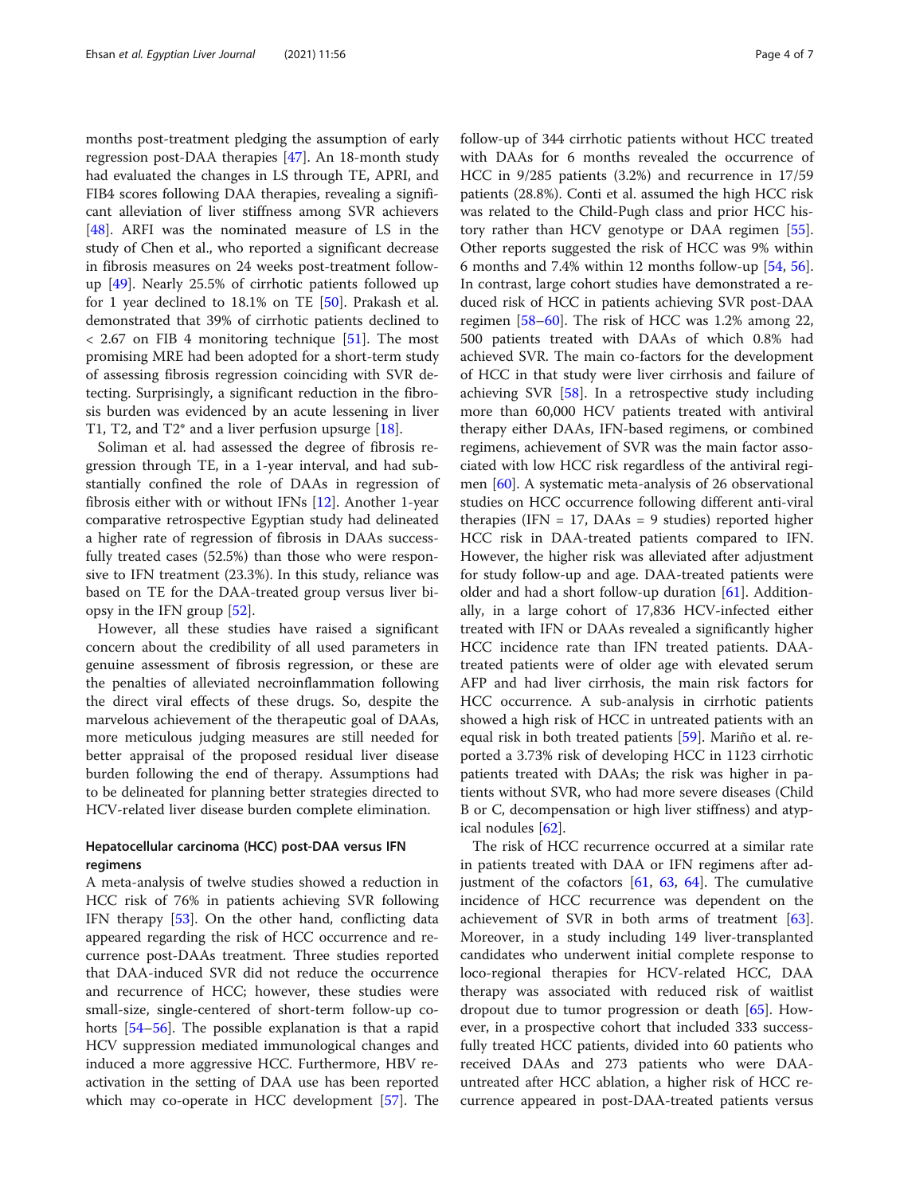months post-treatment pledging the assumption of early regression post-DAA therapies [47]. An 18-month study had evaluated the changes in LS through TE, APRI, and FIB4 scores following DAA therapies, revealing a significant alleviation of liver stiffness among SVR achievers [48]. ARFI was the nominated measure of LS in the study of Chen et al., who reported a significant decrease in fibrosis measures on 24 weeks post-treatment follow-up [49]. Nearly 25.5% of cirrhotic patients followed up for 1 year declined to 18.1% on TE [50]. Prakash et al. demonstrated that 39% of cirrhotic patients declined to < 2.67 on FIB 4 monitoring technique [51]. The most promising MRE had been adopted for a short-term study of assessing fibrosis regression coinciding with SVR detecting. Surprisingly, a significant reduction in the fibrosis burden was evidenced by an acute lessening in liver T1, T2, and T2* and a liver perfusion upsurge [18].

Soliman et al. had assessed the degree of fibrosis regression through TE, in a 1-year interval, and had substantially confined the role of DAAs in regression of fibrosis either with or without IFNs [12]. Another 1-year comparative retrospective Egyptian study had delineated a higher rate of regression of fibrosis in DAAs successfully treated cases (52.5%) than those who were responsive to IFN treatment (23.3%). In this study, reliance was based on TE for the DAA-treated group versus liver biopsy in the IFN group [52].

However, all these studies have raised a significant concern about the credibility of all used parameters in genuine assessment of fibrosis regression, or these are the penalties of alleviated necroinflammation following the direct viral effects of these drugs. So, despite the marvelous achievement of the therapeutic goal of DAAs, more meticulous judging measures are still needed for better appraisal of the proposed residual liver disease burden following the end of therapy. Assumptions had to be delineated for planning better strategies directed to HCV-related liver disease burden complete elimination.

## Hepatocellular carcinoma (HCC) post-DAA versus IFN regimens

A meta-analysis of twelve studies showed a reduction in HCC risk of 76% in patients achieving SVR following IFN therapy [53]. On the other hand, conflicting data appeared regarding the risk of HCC occurrence and recurrence post-DAAs treatment. Three studies reported that DAA-induced SVR did not reduce the occurrence and recurrence of HCC; however, these studies were small-size, single-centered of short-term follow-up cohorts [54–56]. The possible explanation is that a rapid HCV suppression mediated immunological changes and induced a more aggressive HCC. Furthermore, HBV reactivation in the setting of DAA use has been reported which may co-operate in HCC development [57]. The follow-up of 344 cirrhotic patients without HCC treated with DAAs for 6 months revealed the occurrence of HCC in 9/285 patients (3.2%) and recurrence in 17/59 patients (28.8%). Conti et al. assumed the high HCC risk was related to the Child-Pugh class and prior HCC history rather than HCV genotype or DAA regimen [55]. Other reports suggested the risk of HCC was 9% within 6 months and 7.4% within 12 months follow-up [54, 56]. In contrast, large cohort studies have demonstrated a reduced risk of HCC in patients achieving SVR post-DAA regimen [58–60]. The risk of HCC was 1.2% among 22, 500 patients treated with DAAs of which 0.8% had achieved SVR. The main co-factors for the development of HCC in that study were liver cirrhosis and failure of achieving SVR [58]. In a retrospective study including more than 60,000 HCV patients treated with antiviral therapy either DAAs, IFN-based regimens, or combined regimens, achievement of SVR was the main factor associated with low HCC risk regardless of the antiviral regimen [60]. A systematic meta-analysis of 26 observational studies on HCC occurrence following different anti-viral therapies (IFN = 17, DAAs = 9 studies) reported higher HCC risk in DAA-treated patients compared to IFN. However, the higher risk was alleviated after adjustment for study follow-up and age. DAA-treated patients were older and had a short follow-up duration [61]. Additionally, in a large cohort of 17,836 HCV-infected either treated with IFN or DAAs revealed a significantly higher HCC incidence rate than IFN treated patients. DAA-treated patients were of older age with elevated serum AFP and had liver cirrhosis, the main risk factors for HCC occurrence. A sub-analysis in cirrhotic patients showed a high risk of HCC in untreated patients with an equal risk in both treated patients [59]. Mariño et al. reported a 3.73% risk of developing HCC in 1123 cirrhotic patients treated with DAAs; the risk was higher in patients without SVR, who had more severe diseases (Child B or C, decompensation or high liver stiffness) and atypical nodules [62].

The risk of HCC recurrence occurred at a similar rate in patients treated with DAA or IFN regimens after adjustment of the cofactors [61, 63, 64]. The cumulative incidence of HCC recurrence was dependent on the achievement of SVR in both arms of treatment [63]. Moreover, in a study including 149 liver-transplanted candidates who underwent initial complete response to loco-regional therapies for HCV-related HCC, DAA therapy was associated with reduced risk of waitlist dropout due to tumor progression or death [65]. However, in a prospective cohort that included 333 successfully treated HCC patients, divided into 60 patients who received DAAs and 273 patients who were DAA-untreated after HCC ablation, a higher risk of HCC recurrence appeared in post-DAA-treated patients versus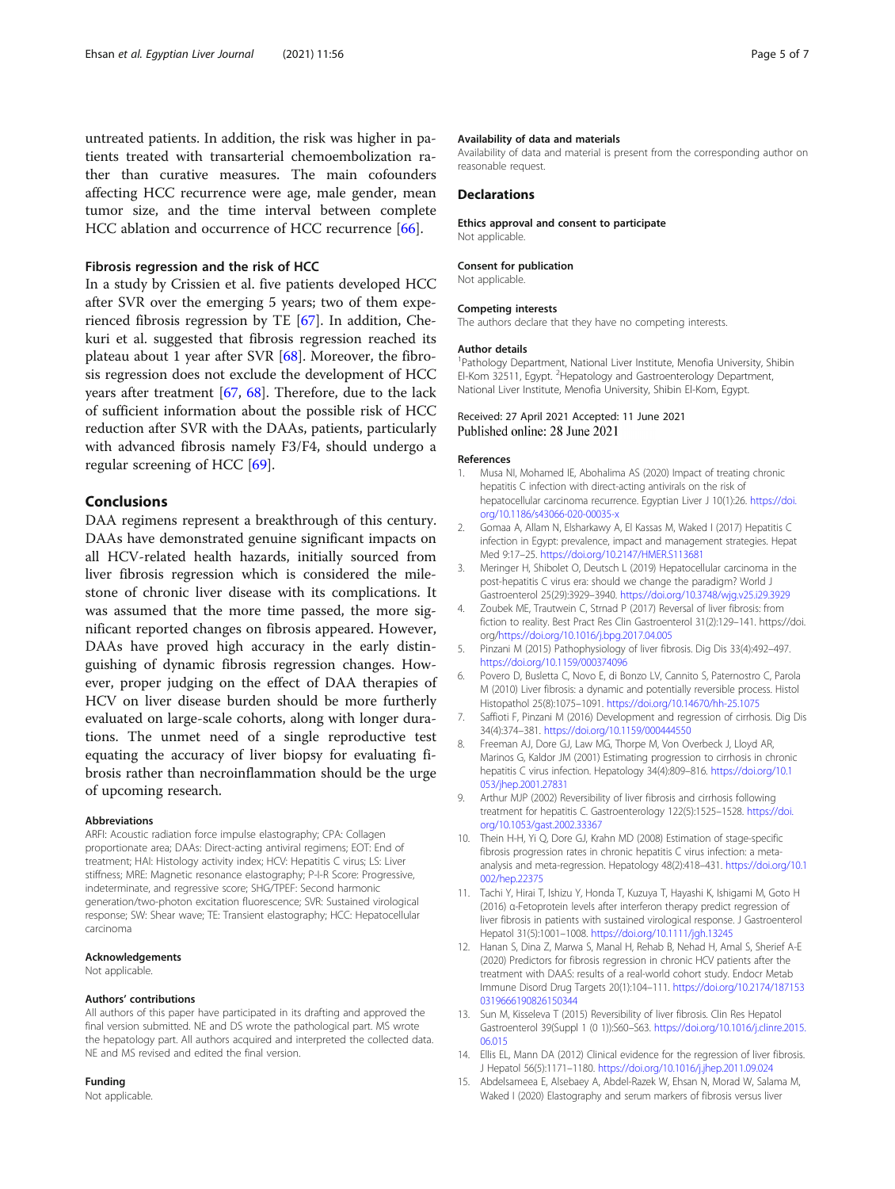untreated patients. In addition, the risk was higher in patients treated with transarterial chemoembolization rather than curative measures. The main cofounders affecting HCC recurrence were age, male gender, mean tumor size, and the time interval between complete HCC ablation and occurrence of HCC recurrence [66].

### Fibrosis regression and the risk of HCC

In a study by Crissien et al. five patients developed HCC after SVR over the emerging 5 years; two of them experienced fibrosis regression by TE [67]. In addition, Chekuri et al. suggested that fibrosis regression reached its plateau about 1 year after SVR [68]. Moreover, the fibrosis regression does not exclude the development of HCC years after treatment [67, 68]. Therefore, due to the lack of sufficient information about the possible risk of HCC reduction after SVR with the DAAs, patients, particularly with advanced fibrosis namely F3/F4, should undergo a regular screening of HCC [69].

## Conclusions

DAA regimens represent a breakthrough of this century. DAAs have demonstrated genuine significant impacts on all HCV-related health hazards, initially sourced from liver fibrosis regression which is considered the milestone of chronic liver disease with its complications. It was assumed that the more time passed, the more significant reported changes on fibrosis appeared. However, DAAs have proved high accuracy in the early distinguishing of dynamic fibrosis regression changes. However, proper judging on the effect of DAA therapies of HCV on liver disease burden should be more furtherly evaluated on large-scale cohorts, along with longer durations. The unmet need of a single reproductive test equating the accuracy of liver biopsy for evaluating fibrosis rather than necroinflammation should be the urge of upcoming research.

#### Abbreviations

ARFI: Acoustic radiation force impulse elastography; CPA: Collagen proportionate area; DAAs: Direct-acting antiviral regimens; EOT: End of treatment; HAI: Histology activity index; HCV: Hepatitis C virus; LS: Liver stiffness; MRE: Magnetic resonance elastography; P-I-R Score: Progressive, indeterminate, and regressive score; SHG/TPEF: Second harmonic generation/two-photon excitation fluorescence; SVR: Sustained virological response; SW: Shear wave; TE: Transient elastography; HCC: Hepatocellular carcinoma

#### Acknowledgements

Not applicable.

#### Authors' contributions

All authors of this paper have participated in its drafting and approved the final version submitted. NE and DS wrote the pathological part. MS wrote the hepatology part. All authors acquired and interpreted the collected data. NE and MS revised and edited the final version.

#### Funding

Not applicable.

#### Availability of data and materials

Availability of data and material is present from the corresponding author on reasonable request.

## Declarations

#### Ethics approval and consent to participate

Not applicable.

#### Consent for publication

Not applicable.

#### Competing interests

The authors declare that they have no competing interests.

#### Author details

[1]Pathology Department, National Liver Institute, Menofia University, Shibin El-Kom 32511, Egypt. [2]Hepatology and Gastroenterology Department, National Liver Institute, Menofia University, Shibin El-Kom, Egypt.

Received: 27 April 2021 Accepted: 11 June 2021
Published online: 28 June 2021

#### References

1. Musa NI, Mohamed IE, Abohalima AS (2020) Impact of treating chronic hepatitis C infection with direct-acting antivirals on the risk of hepatocellular carcinoma recurrence. Egyptian Liver J 10(1):26. https://doi.org/10.1186/s43066-020-00035-x
2. Gomaa A, Allam N, Elsharkawy A, El Kassas M, Waked I (2017) Hepatitis C infection in Egypt: prevalence, impact and management strategies. Hepat Med 9:17–25. https://doi.org/10.2147/HMER.S113681
3. Meringer H, Shibolet O, Deutsch L (2019) Hepatocellular carcinoma in the post-hepatitis C virus era: should we change the paradigm? World J Gastroenterol 25(29):3929–3940. https://doi.org/10.3748/wjg.v25.i29.3929
4. Zoubek ME, Trautwein C, Strnad P (2017) Reversal of liver fibrosis: from fiction to reality. Best Pract Res Clin Gastroenterol 31(2):129–141. https://doi.org/https://doi.org/10.1016/j.bpg.2017.04.005
5. Pinzani M (2015) Pathophysiology of liver fibrosis. Dig Dis 33(4):492–497. https://doi.org/10.1159/000374096
6. Povero D, Busletta C, Novo E, di Bonzo LV, Cannito S, Paternostro C, Parola M (2010) Liver fibrosis: a dynamic and potentially reversible process. Histol Histopathol 25(8):1075–1091. https://doi.org/10.14670/hh-25.1075
7. Saffioti F, Pinzani M (2016) Development and regression of cirrhosis. Dig Dis 34(4):374–381. https://doi.org/10.1159/000444550
8. Freeman AJ, Dore GJ, Law MG, Thorpe M, Von Overbeck J, Lloyd AR, Marinos G, Kaldor JM (2001) Estimating progression to cirrhosis in chronic hepatitis C virus infection. Hepatology 34(4):809–816. https://doi.org/10.1053/jhep.2001.27831
9. Arthur MJP (2002) Reversibility of liver fibrosis and cirrhosis following treatment for hepatitis C. Gastroenterology 122(5):1525–1528. https://doi.org/10.1053/gast.2002.33367
10. Thein H-H, Yi Q, Dore GJ, Krahn MD (2008) Estimation of stage-specific fibrosis progression rates in chronic hepatitis C virus infection: a meta-analysis and meta-regression. Hepatology 48(2):418–431. https://doi.org/10.1002/hep.22375
11. Tachi Y, Hirai T, Ishizu Y, Honda T, Kuzuya T, Hayashi K, Ishigami M, Goto H (2016) α-Fetoprotein levels after interferon therapy predict regression of liver fibrosis in patients with sustained virological response. J Gastroenterol Hepatol 31(5):1001–1008. https://doi.org/10.1111/jgh.13245
12. Hanan S, Dina Z, Marwa S, Manal H, Rehab B, Nehad H, Amal S, Sherief A-E (2020) Predictors for fibrosis regression in chronic HCV patients after the treatment with DAAS: results of a real-world cohort study. Endocr Metab Immune Disord Drug Targets 20(1):104–111. https://doi.org/10.2174/1871530319666190826150344
13. Sun M, Kisseleva T (2015) Reversibility of liver fibrosis. Clin Res Hepatol Gastroenterol 39(Suppl 1 (0 1)):S60–S63. https://doi.org/10.1016/j.clinre.2015.06.015
14. Ellis EL, Mann DA (2012) Clinical evidence for the regression of liver fibrosis. J Hepatol 56(5):1171–1180. https://doi.org/10.1016/j.jhep.2011.09.024
15. Abdelsameea E, Alsebaey A, Abdel-Razek W, Ehsan N, Morad W, Salama M, Waked I (2020) Elastography and serum markers of fibrosis versus liver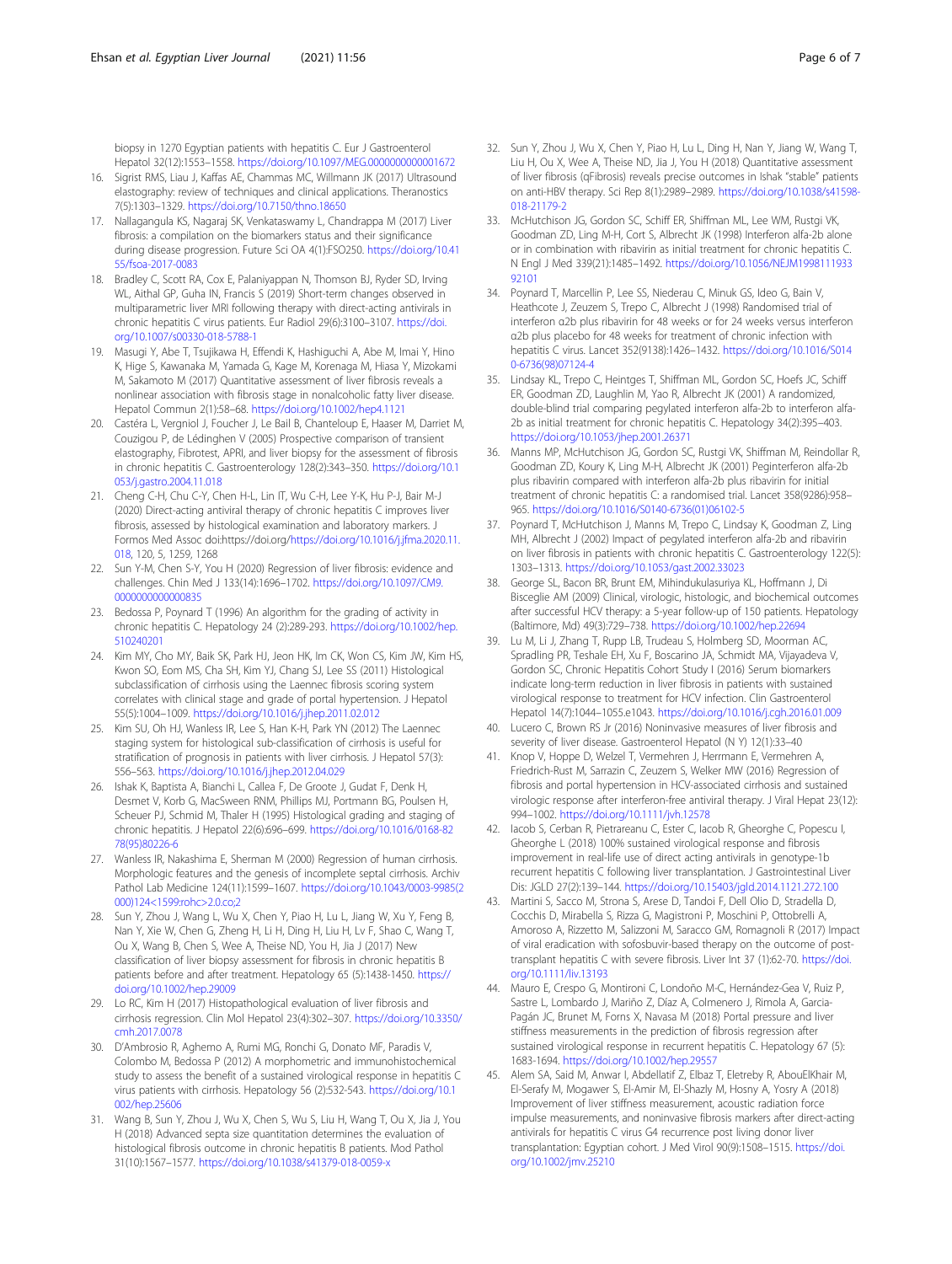biopsy in 1270 Egyptian patients with hepatitis C. Eur J Gastroenterol Hepatol 32(12):1553–1558. https://doi.org/10.1097/MEG.0000000000001672

16. Sigrist RMS, Liau J, Kaffas AE, Chammas MC, Willmann JK (2017) Ultrasound elastography: review of techniques and clinical applications. Theranostics 7(5):1303–1329. https://doi.org/10.7150/thno.18650
17. Nallagangula KS, Nagaraj SK, Venkataswamy L, Chandrappa M (2017) Liver fibrosis: a compilation on the biomarkers status and their significance during disease progression. Future Sci OA 4(1):FSO250. https://doi.org/10.4155/fsoa-2017-0083
18. Bradley C, Scott RA, Cox E, Palaniyappan N, Thomson BJ, Ryder SD, Irving WL, Aithal GP, Guha IN, Francis S (2019) Short-term changes observed in multiparametric liver MRI following therapy with direct-acting antivirals in chronic hepatitis C virus patients. Eur Radiol 29(6):3100–3107. https://doi.org/10.1007/s00330-018-5788-1
19. Masugi Y, Abe T, Tsujikawa H, Effendi K, Hashiguchi A, Abe M, Imai Y, Hino K, Hige S, Kawanaka M, Yamada G, Kage M, Korenaga M, Hiasa Y, Mizokami M, Sakamoto M (2017) Quantitative assessment of liver fibrosis reveals a nonlinear association with fibrosis stage in nonalcoholic fatty liver disease. Hepatol Commun 2(1):58–68. https://doi.org/10.1002/hep4.1121
20. Castéra L, Vergniol J, Foucher J, Le Bail B, Chanteloup E, Haaser M, Darriet M, Couzigou P, de Lédinghen V (2005) Prospective comparison of transient elastography, Fibrotest, APRI, and liver biopsy for the assessment of fibrosis in chronic hepatitis C. Gastroenterology 128(2):343–350. https://doi.org/10.1053/j.gastro.2004.11.018
21. Cheng C-H, Chu C-Y, Chen H-L, Lin IT, Wu C-H, Lee Y-K, Hu P-J, Bair M-J (2020) Direct-acting antiviral therapy of chronic hepatitis C improves liver fibrosis, assessed by histological examination and laboratory markers. J Formos Med Assoc doi:https://doi.org/https://doi.org/10.1016/j.jfma.2020.11.018, 120, 5, 1259, 1268
22. Sun Y-M, Chen S-Y, You H (2020) Regression of liver fibrosis: evidence and challenges. Chin Med J 133(14):1696–1702. https://doi.org/10.1097/CM9.0000000000000835
23. Bedossa P, Poynard T (1996) An algorithm for the grading of activity in chronic hepatitis C. Hepatology 24 (2):289-293. https://doi.org/10.1002/hep.510240201
24. Kim MY, Cho MY, Baik SK, Park HJ, Jeon HK, Im CK, Won CS, Kim JW, Kim HS, Kwon SO, Eom MS, Cha SH, Kim YJ, Chang SJ, Lee SS (2011) Histological subclassification of cirrhosis using the Laennec fibrosis scoring system correlates with clinical stage and grade of portal hypertension. J Hepatol 55(5):1004–1009. https://doi.org/10.1016/j.jhep.2011.02.012
25. Kim SU, Oh HJ, Wanless IR, Lee S, Han K-H, Park YN (2012) The Laennec staging system for histological sub-classification of cirrhosis is useful for stratification of prognosis in patients with liver cirrhosis. J Hepatol 57(3): 556–563. https://doi.org/10.1016/j.jhep.2012.04.029
26. Ishak K, Baptista A, Bianchi L, Callea F, De Groote J, Gudat F, Denk H, Desmet V, Korb G, MacSween RNM, Phillips MJ, Portmann BG, Poulsen H, Scheuer PJ, Schmid M, Thaler H (1995) Histological grading and staging of chronic hepatitis. J Hepatol 22(6):696–699. https://doi.org/10.1016/0168-8278(95)80226-6
27. Wanless IR, Nakashima E, Sherman M (2000) Regression of human cirrhosis. Morphologic features and the genesis of incomplete septal cirrhosis. Archiv Pathol Lab Medicine 124(11):1599–1607. https://doi.org/10.1043/0003-9985(2000)124<1599:rohc>2.0.co;2
28. Sun Y, Zhou J, Wang L, Wu X, Chen Y, Piao H, Lu L, Jiang W, Xu Y, Feng B, Nan Y, Xie W, Chen G, Zheng H, Li H, Ding H, Liu H, Lv F, Shao C, Wang T, Ou X, Wang B, Chen S, Wee A, Theise ND, You H, Jia J (2017) New classification of liver biopsy assessment for fibrosis in chronic hepatitis B patients before and after treatment. Hepatology 65 (5):1438-1450. https://doi.org/10.1002/hep.29009
29. Lo RC, Kim H (2017) Histopathological evaluation of liver fibrosis and cirrhosis regression. Clin Mol Hepatol 23(4):302–307. https://doi.org/10.3350/cmh.2017.0078
30. D'Ambrosio R, Aghemo A, Rumi MG, Ronchi G, Donato MF, Paradis V, Colombo M, Bedossa P (2012) A morphometric and immunohistochemical study to assess the benefit of a sustained virological response in hepatitis C virus patients with cirrhosis. Hepatology 56 (2):532-543. https://doi.org/10.1002/hep.25606
31. Wang B, Sun Y, Zhou J, Wu X, Chen S, Wu S, Liu H, Wang T, Ou X, Jia J, You H (2018) Advanced septa size quantitation determines the evaluation of histological fibrosis outcome in chronic hepatitis B patients. Mod Pathol 31(10):1567–1577. https://doi.org/10.1038/s41379-018-0059-x
32. Sun Y, Zhou J, Wu X, Chen Y, Piao H, Lu L, Ding H, Nan Y, Jiang W, Wang T, Liu H, Ou X, Wee A, Theise ND, Jia J, You H (2018) Quantitative assessment of liver fibrosis (qFibrosis) reveals precise outcomes in Ishak "stable" patients on anti-HBV therapy. Sci Rep 8(1):2989–2989. https://doi.org/10.1038/s41598-018-21179-2
33. McHutchison JG, Gordon SC, Schiff ER, Shiffman ML, Lee WM, Rustgi VK, Goodman ZD, Ling M-H, Cort S, Albrecht JK (1998) Interferon alfa-2b alone or in combination with ribavirin as initial treatment for chronic hepatitis C. N Engl J Med 339(21):1485–1492. https://doi.org/10.1056/NEJM199811193392101
34. Poynard T, Marcellin P, Lee SS, Niederau C, Minuk GS, Ideo G, Bain V, Heathcote J, Zeuzem S, Trepo C, Albrecht J (1998) Randomised trial of interferon α2b plus ribavirin for 48 weeks or for 24 weeks versus interferon α2b plus placebo for 48 weeks for treatment of chronic infection with hepatitis C virus. Lancet 352(9138):1426–1432. https://doi.org/10.1016/S0140-6736(98)07124-4
35. Lindsay KL, Trepo C, Heintges T, Shiffman ML, Gordon SC, Hoefs JC, Schiff ER, Goodman ZD, Laughlin M, Yao R, Albrecht JK (2001) A randomized, double-blind trial comparing pegylated interferon alfa-2b to interferon alfa-2b as initial treatment for chronic hepatitis C. Hepatology 34(2):395–403. https://doi.org/10.1053/jhep.2001.26371
36. Manns MP, McHutchison JG, Gordon SC, Rustgi VK, Shiffman M, Reindollar R, Goodman ZD, Koury K, Ling M-H, Albrecht JK (2001) Peginterferon alfa-2b plus ribavirin compared with interferon alfa-2b plus ribavirin for initial treatment of chronic hepatitis C: a randomised trial. Lancet 358(9286):958–965. https://doi.org/10.1016/S0140-6736(01)06102-5
37. Poynard T, McHutchison J, Manns M, Trepo C, Lindsay K, Goodman Z, Ling MH, Albrecht J (2002) Impact of pegylated interferon alfa-2b and ribavirin on liver fibrosis in patients with chronic hepatitis C. Gastroenterology 122(5): 1303–1313. https://doi.org/10.1053/gast.2002.33023
38. George SL, Bacon BR, Brunt EM, Mihindukulasuriya KL, Hoffmann J, Di Bisceglie AM (2009) Clinical, virologic, histologic, and biochemical outcomes after successful HCV therapy: a 5-year follow-up of 150 patients. Hepatology (Baltimore, Md) 49(3):729–738. https://doi.org/10.1002/hep.22694
39. Lu M, Li J, Zhang T, Rupp LB, Trudeau S, Holmberg SD, Moorman AC, Spradling PR, Teshale EH, Xu F, Boscarino JA, Schmidt MA, Vijayadeva V, Gordon SC, Chronic Hepatitis Cohort Study I (2016) Serum biomarkers indicate long-term reduction in liver fibrosis in patients with sustained virological response to treatment for HCV infection. Clin Gastroenterol Hepatol 14(7):1044–1055.e1043. https://doi.org/10.1016/j.cgh.2016.01.009
40. Lucero C, Brown RS Jr (2016) Noninvasive measures of liver fibrosis and severity of liver disease. Gastroenterol Hepatol (N Y) 12(1):33–40
41. Knop V, Hoppe D, Welzel T, Vermehren J, Herrmann E, Vermehren A, Friedrich-Rust M, Sarrazin C, Zeuzem S, Welker MW (2016) Regression of fibrosis and portal hypertension in HCV-associated cirrhosis and sustained virologic response after interferon-free antiviral therapy. J Viral Hepat 23(12): 994–1002. https://doi.org/10.1111/jvh.12578
42. Iacob S, Cerban R, Pietrareanu C, Ester C, Iacob R, Gheorghe C, Popescu I, Gheorghe L (2018) 100% sustained virological response and fibrosis improvement in real-life use of direct acting antivirals in genotype-1b recurrent hepatitis C following liver transplantation. J Gastrointestinal Liver Dis: JGLD 27(2):139–144. https://doi.org/10.15403/jgld.2014.1121.272.100
43. Martini S, Sacco M, Strona S, Arese D, Tandoi F, Dell Olio D, Stradella D, Cocchis D, Mirabella S, Rizza G, Magistroni P, Moschini P, Ottobrelli A, Amoroso A, Rizzetto M, Salizzoni M, Saracco GM, Romagnoli R (2017) Impact of viral eradication with sofosbuvir-based therapy on the outcome of post-transplant hepatitis C with severe fibrosis. Liver Int 37 (1):62-70. https://doi.org/10.1111/liv.13193
44. Mauro E, Crespo G, Montironi C, Londoño M-C, Hernández-Gea V, Ruiz P, Sastre L, Lombardo J, Mariño Z, Díaz A, Colmenero J, Rimola A, Garcia-Pagán JC, Brunet M, Forns X, Navasa M (2018) Portal pressure and liver stiffness measurements in the prediction of fibrosis regression after sustained virological response in recurrent hepatitis C. Hepatology 67 (5): 1683-1694. https://doi.org/10.1002/hep.29557
45. Alem SA, Said M, Anwar I, Abdellatif Z, Elbaz T, Eletreby R, AbouElKhair M, El-Serafy M, Mogawer S, El-Amir M, El-Shazly M, Hosny A, Yosry A (2018) Improvement of liver stiffness measurement, acoustic radiation force impulse measurements, and noninvasive fibrosis markers after direct-acting antivirals for hepatitis C virus G4 recurrence post living donor liver transplantation: Egyptian cohort. J Med Virol 90(9):1508–1515. https://doi.org/10.1002/jmv.25210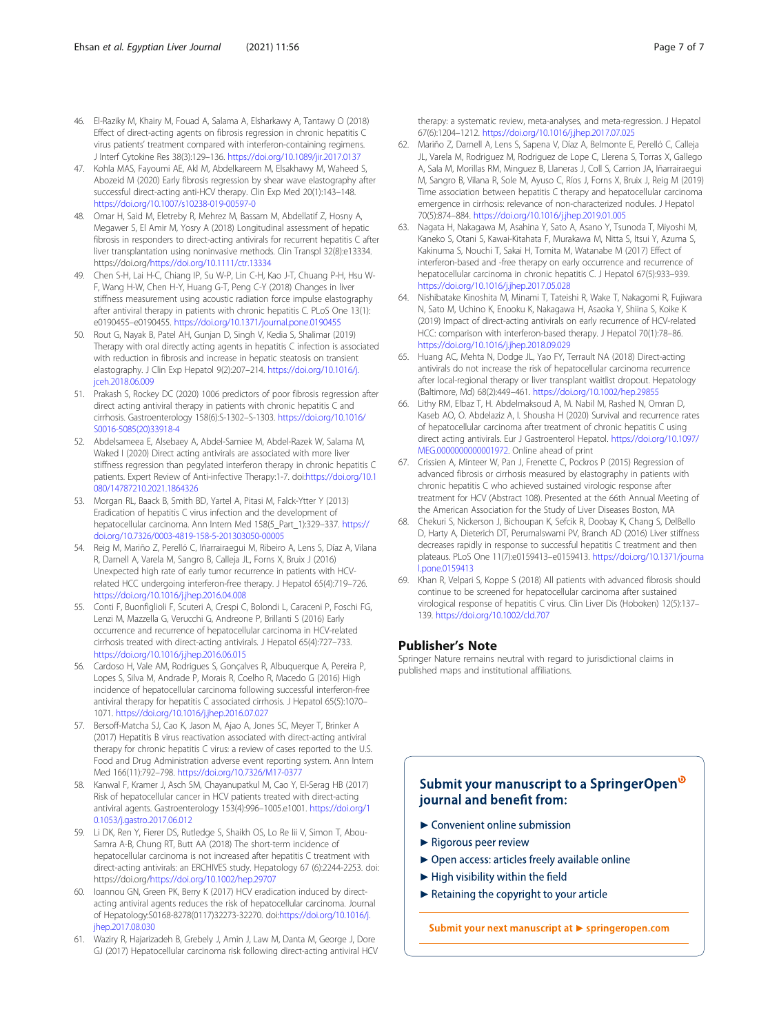46. El-Raziky M, Khairy M, Fouad A, Salama A, Elsharkawy A, Tantawy O (2018) Effect of direct-acting agents on fibrosis regression in chronic hepatitis C virus patients' treatment compared with interferon-containing regimens. J Interf Cytokine Res 38(3):129–136. https://doi.org/10.1089/jir.2017.0137
47. Kohla MAS, Fayoumi AE, Akl M, Abdelkareem M, Elsakhawy M, Waheed S, Abozeid M (2020) Early fibrosis regression by shear wave elastography after successful direct-acting anti-HCV therapy. Clin Exp Med 20(1):143–148. https://doi.org/10.1007/s10238-019-00597-0
48. Omar H, Said M, Eletreby R, Mehrez M, Bassam M, Abdellatif Z, Hosny A, Megawer S, El Amir M, Yosry A (2018) Longitudinal assessment of hepatic fibrosis in responders to direct-acting antivirals for recurrent hepatitis C after liver transplantation using noninvasive methods. Clin Transpl 32(8):e13334. https://doi.org/https://doi.org/10.1111/ctr.13334
49. Chen S-H, Lai H-C, Chiang IP, Su W-P, Lin C-H, Kao J-T, Chuang P-H, Hsu W-F, Wang H-W, Chen H-Y, Huang G-T, Peng C-Y (2018) Changes in liver stiffness measurement using acoustic radiation force impulse elastography after antiviral therapy in patients with chronic hepatitis C. PLoS One 13(1): e0190455–e0190455. https://doi.org/10.1371/journal.pone.0190455
50. Rout G, Nayak B, Patel AH, Gunjan D, Singh V, Kedia S, Shalimar (2019) Therapy with oral directly acting agents in hepatitis C infection is associated with reduction in fibrosis and increase in hepatic steatosis on transient elastography. J Clin Exp Hepatol 9(2):207–214. https://doi.org/10.1016/j.jceh.2018.06.009
51. Prakash S, Rockey DC (2020) 1006 predictors of poor fibrosis regression after direct acting antiviral therapy in patients with chronic hepatitis C and cirrhosis. Gastroenterology 158(6):S-1302–S-1303. https://doi.org/10.1016/S0016-5085(20)33918-4
52. Abdelsameea E, Alsebaey A, Abdel-Samiee M, Abdel-Razek W, Salama M, Waked I (2020) Direct acting antivirals are associated with more liver stiffness regression than pegylated interferon therapy in chronic hepatitis C patients. Expert Review of Anti-infective Therapy:1-7. doi:https://doi.org/10.1080/14787210.2021.1864326
53. Morgan RL, Baack B, Smith BD, Yartel A, Pitasi M, Falck-Ytter Y (2013) Eradication of hepatitis C virus infection and the development of hepatocellular carcinoma. Ann Intern Med 158(5_Part_1):329–337. https://doi.org/10.7326/0003-4819-158-5-201303050-00005
54. Reig M, Mariño Z, Perelló C, Iñarrairaegui M, Ribeiro A, Lens S, Díaz A, Vilana R, Darnell A, Varela M, Sangro B, Calleja JL, Forns X, Bruix J (2016) Unexpected high rate of early tumor recurrence in patients with HCV-related HCC undergoing interferon-free therapy. J Hepatol 65(4):719–726. https://doi.org/10.1016/j.jhep.2016.04.008
55. Conti F, Buonfiglioli F, Scuteri A, Crespi C, Bolondi L, Caraceni P, Foschi FG, Lenzi M, Mazzella G, Verucchi G, Andreone P, Brillanti S (2016) Early occurrence and recurrence of hepatocellular carcinoma in HCV-related cirrhosis treated with direct-acting antivirals. J Hepatol 65(4):727–733. https://doi.org/10.1016/j.jhep.2016.06.015
56. Cardoso H, Vale AM, Rodrigues S, Gonçalves R, Albuquerque A, Pereira P, Lopes S, Silva M, Andrade P, Morais R, Coelho R, Macedo G (2016) High incidence of hepatocellular carcinoma following successful interferon-free antiviral therapy for hepatitis C associated cirrhosis. J Hepatol 65(5):1070–1071. https://doi.org/10.1016/j.jhep.2016.07.027
57. Bersoff-Matcha SJ, Cao K, Jason M, Ajao A, Jones SC, Meyer T, Brinker A (2017) Hepatitis B virus reactivation associated with direct-acting antiviral therapy for chronic hepatitis C virus: a review of cases reported to the U.S. Food and Drug Administration adverse event reporting system. Ann Intern Med 166(11):792–798. https://doi.org/10.7326/M17-0377
58. Kanwal F, Kramer J, Asch SM, Chayanupatkul M, Cao Y, El-Serag HB (2017) Risk of hepatocellular cancer in HCV patients treated with direct-acting antiviral agents. Gastroenterology 153(4):996–1005.e1001. https://doi.org/10.1053/j.gastro.2017.06.012
59. Li DK, Ren Y, Fierer DS, Rutledge S, Shaikh OS, Lo Re Iii V, Simon T, Abou-Samra A-B, Chung RT, Butt AA (2018) The short-term incidence of hepatocellular carcinoma is not increased after hepatitis C treatment with direct-acting antivirals: an ERCHIVES study. Hepatology 67 (6):2244-2253. doi: https://doi.org/https://doi.org/10.1002/hep.29707
60. Ioannou GN, Green PK, Berry K (2017) HCV eradication induced by direct-acting antiviral agents reduces the risk of hepatocellular carcinoma. Journal of Hepatology:S0168-8278(0117)32273-32270. doi:https://doi.org/10.1016/j.jhep.2017.08.030
61. Waziry R, Hajarizadeh B, Grebely J, Amin J, Law M, Danta M, George J, Dore GJ (2017) Hepatocellular carcinoma risk following direct-acting antiviral HCV therapy: a systematic review, meta-analyses, and meta-regression. J Hepatol 67(6):1204–1212. https://doi.org/10.1016/j.jhep.2017.07.025
62. Mariño Z, Darnell A, Lens S, Sapena V, Díaz A, Belmonte E, Perelló C, Calleja JL, Varela M, Rodriguez M, Rodriguez de Lope C, Llerena S, Torras X, Gallego A, Sala M, Morillas RM, Minguez B, Llaneras J, Coll S, Carrion JA, Iñarrairaegui M, Sangro B, Vilana R, Sole M, Ayuso C, Ríos J, Forns X, Bruix J, Reig M (2019) Time association between hepatitis C therapy and hepatocellular carcinoma emergence in cirrhosis: relevance of non-characterized nodules. J Hepatol 70(5):874–884. https://doi.org/10.1016/j.jhep.2019.01.005
63. Nagata H, Nakagawa M, Asahina Y, Sato A, Asano Y, Tsunoda T, Miyoshi M, Kaneko S, Otani S, Kawai-Kitahata F, Murakawa M, Nitta S, Itsui Y, Azuma S, Kakinuma S, Nouchi T, Sakai H, Tomita M, Watanabe M (2017) Effect of interferon-based and -free therapy on early occurrence and recurrence of hepatocellular carcinoma in chronic hepatitis C. J Hepatol 67(5):933–939. https://doi.org/10.1016/j.jhep.2017.05.028
64. Nishibatake Kinoshita M, Minami T, Tateishi R, Wake T, Nakagomi R, Fujiwara N, Sato M, Uchino K, Enooku K, Nakagawa H, Asaoka Y, Shiina S, Koike K (2019) Impact of direct-acting antivirals on early recurrence of HCV-related HCC: comparison with interferon-based therapy. J Hepatol 70(1):78–86. https://doi.org/10.1016/j.jhep.2018.09.029
65. Huang AC, Mehta N, Dodge JL, Yao FY, Terrault NA (2018) Direct-acting antivirals do not increase the risk of hepatocellular carcinoma recurrence after local-regional therapy or liver transplant waitlist dropout. Hepatology (Baltimore, Md) 68(2):449–461. https://doi.org/10.1002/hep.29855
66. Lithy RM, Elbaz T, H. Abdelmaksoud A, M. Nabil M, Rashed N, Omran D, Kaseb AO, O. Abdelaziz A, I. Shousha H (2020) Survival and recurrence rates of hepatocellular carcinoma after treatment of chronic hepatitis C using direct acting antivirals. Eur J Gastroenterol Hepatol. https://doi.org/10.1097/MEG.0000000000001972. Online ahead of print
67. Crissien A, Minteer W, Pan J, Frenette C, Pockros P (2015) Regression of advanced fibrosis or cirrhosis measured by elastography in patients with chronic hepatitis C who achieved sustained virologic response after treatment for HCV (Abstract 108). Presented at the 66th Annual Meeting of the American Association for the Study of Liver Diseases Boston, MA
68. Chekuri S, Nickerson J, Bichoupan K, Sefcik R, Doobay K, Chang S, DelBello D, Harty A, Dieterich DT, Perumalswami PV, Branch AD (2016) Liver stiffness decreases rapidly in response to successful hepatitis C treatment and then plateaus. PLoS One 11(7):e0159413–e0159413. https://doi.org/10.1371/journal.pone.0159413
69. Khan R, Velpari S, Koppe S (2018) All patients with advanced fibrosis should continue to be screened for hepatocellular carcinoma after sustained virological response of hepatitis C virus. Clin Liver Dis (Hoboken) 12(5):137–139. https://doi.org/10.1002/cld.707

## Publisher's Note

Springer Nature remains neutral with regard to jurisdictional claims in published maps and institutional affiliations.